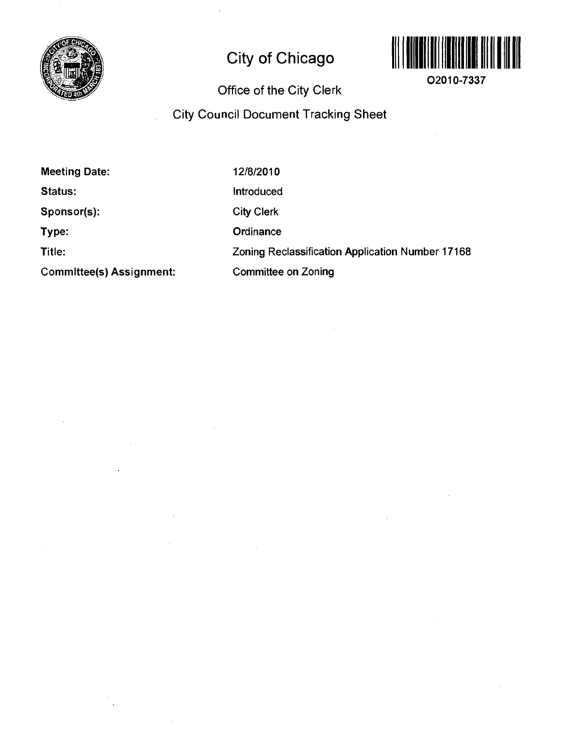# City of Chicago

O2010-7337

## Office of the City Clerk

## City Council Document Tracking Sheet

| | |
|---|---|
| **Meeting Date:** | 12/8/2010 |
| **Status:** | Introduced |
| **Sponsor(s):** | City Clerk |
| **Type:** | Ordinance |
| **Title:** | Zoning Reclassification Application Number 17168 |
| **Committee(s) Assignment:** | Committee on Zoning |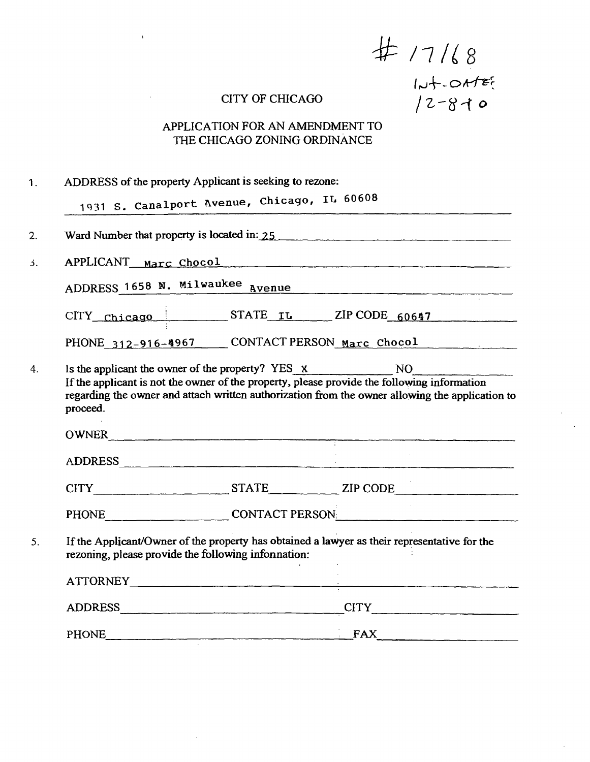# 17168
Int-DATE: 12-8-10

CITY OF CHICAGO

APPLICATION FOR AN AMENDMENT TO THE CHICAGO ZONING ORDINANCE

1. ADDRESS of the property Applicant is seeking to rezone:

   1931 S. Canalport Avenue, Chicago, IL 60608

2. Ward Number that property is located in: 25

3. APPLICANT Marc Chocol

   ADDRESS 1658 N. Milwaukee Avenue

   CITY Chicago STATE IL ZIP CODE 60647

   PHONE 312-916-4967 CONTACT PERSON Marc Chocol

4. Is the applicant the owner of the property? YES X NO \_\_\_\_
   If the applicant is not the owner of the property, please provide the following information regarding the owner and attach written authorization from the owner allowing the application to proceed.

   OWNER \_\_\_\_

   ADDRESS \_\_\_\_

   CITY \_\_\_\_ STATE \_\_\_\_ ZIP CODE \_\_\_\_

   PHONE \_\_\_\_ CONTACT PERSON \_\_\_\_

5. If the Applicant/Owner of the property has obtained a lawyer as their representative for the rezoning, please provide the following infonnation:

   ATTORNEY \_\_\_\_

   ADDRESS \_\_\_\_ CITY \_\_\_\_

   PHONE \_\_\_\_ FAX \_\_\_\_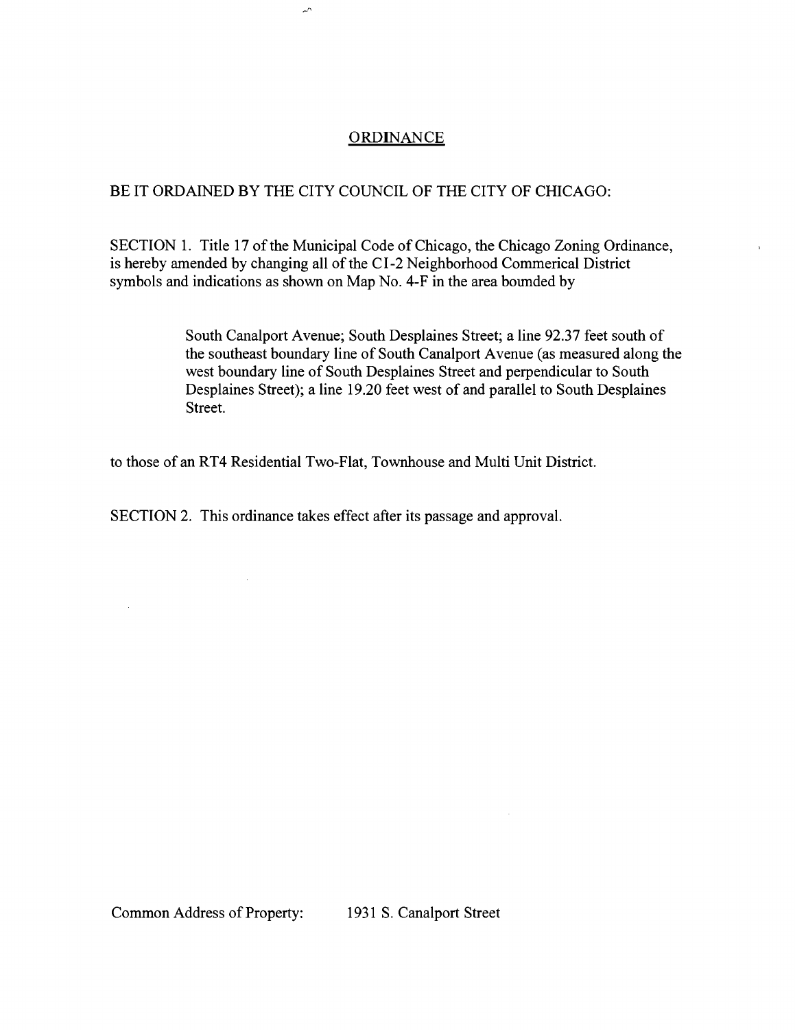# ORDINANCE

BE IT ORDAINED BY THE CITY COUNCIL OF THE CITY OF CHICAGO:

SECTION 1. Title 17 of the Municipal Code of Chicago, the Chicago Zoning Ordinance, is hereby amended by changing all of the CI-2 Neighborhood Commerical District symbols and indications as shown on Map No. 4-F in the area boumded by

> South Canalport Avenue; South Desplaines Street; a line 92.37 feet south of the southeast boundary line of South Canalport Avenue (as measured along the west boundary line of South Desplaines Street and perpendicular to South Desplaines Street); a line 19.20 feet west of and parallel to South Desplaines Street.

to those of an RT4 Residential Two-Flat, Townhouse and Multi Unit District.

SECTION 2. This ordinance takes effect after its passage and approval.

Common Address of Property: 1931 S. Canalport Street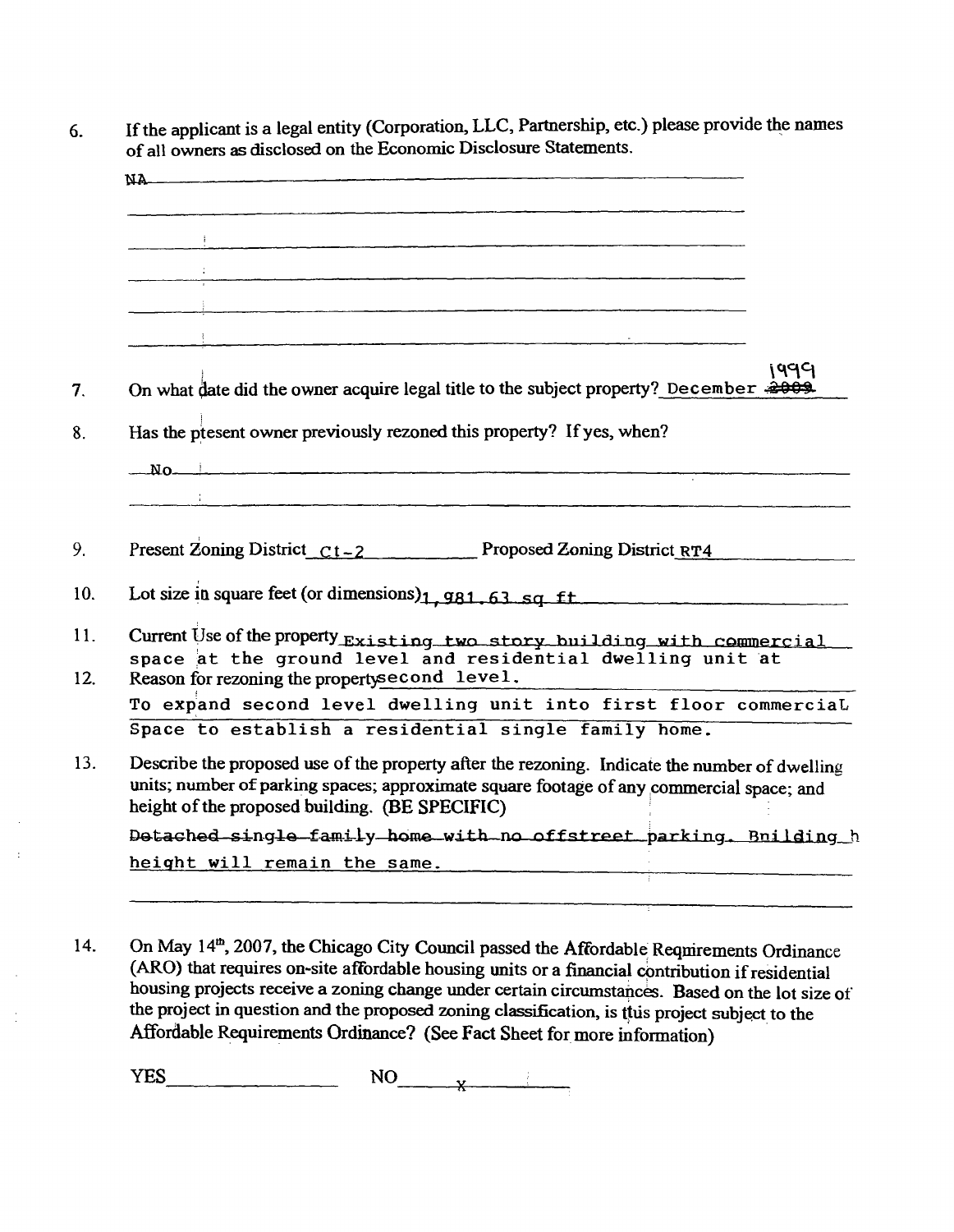6. If the applicant is a legal entity (Corporation, LLC, Partnership, etc.) please provide the names of all owners as disclosed on the Economic Disclosure Statements.

   NA

7. On what date did the owner acquire legal title to the subject property? December ~~2009~~ 1999

8. Has the ptesent owner previously rezoned this property? If yes, when?

   No

9. Present Zoning District Ct-2 Proposed Zoning District RT4

10. Lot size in square feet (or dimensions) 1,981.63 sq ft

11. Current Use of the property Existing two story building with commercial space at the ground level and residential dwelling unit at second level.

12. Reason for rezoning the property

    To expand second level dwelling unit into first floor commercial Space to establish a residential single family home.

13. Describe the proposed use of the property after the rezoning. Indicate the number of dwelling units; number of parking spaces; approximate square footage of any commercial space; and height of the proposed building. (BE SPECIFIC)

    Detached single family home with no offstreet parking. Bnilding h height will remain the same.

14. On May 14th, 2007, the Chicago City Council passed the Affordable Reqnirements Ordinance (ARO) that requires on-site affordable housing units or a financial contribution if residential housing projects receive a zoning change under certain circumstances. Based on the lot size of the project in question and the proposed zoning classification, is ttis project subject to the Affordable Requirements Ordinance? (See Fact Sheet for more information)

    YES \_\_\_\_\_\_\_\_ NO X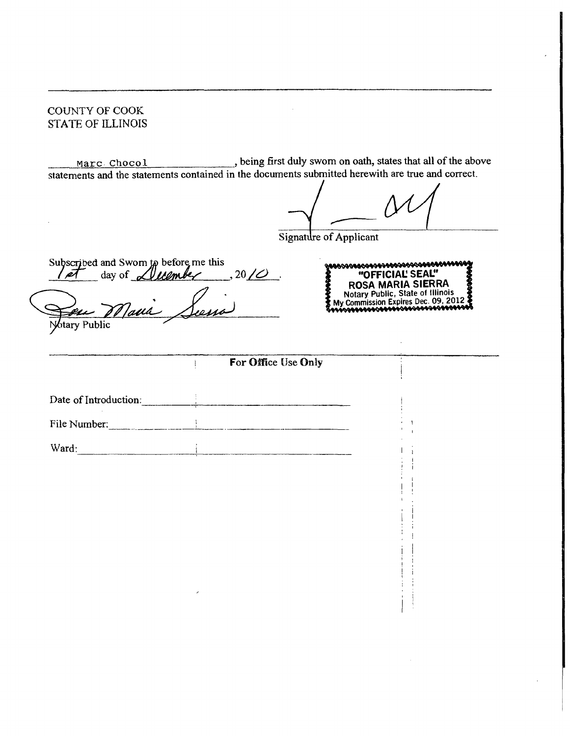COUNTY OF COOK
STATE OF ILLINOIS

Marc Chocol, being first duly sworn on oath, states that all of the above statements and the statements contained in the documents submitted herewith are true and correct.

Signature of Applicant

Subscribed and Sworn to before me this 1st day of December, 2010.

Notary Public

"OFFICIAL SEAL"
ROSA MARIA SIERRA
Notary Public, State of Illinois
My Commission Expires Dec. 09, 2012

**For Office Use Only**

Date of Introduction: ____________________

File Number: ____________________

Ward: ____________________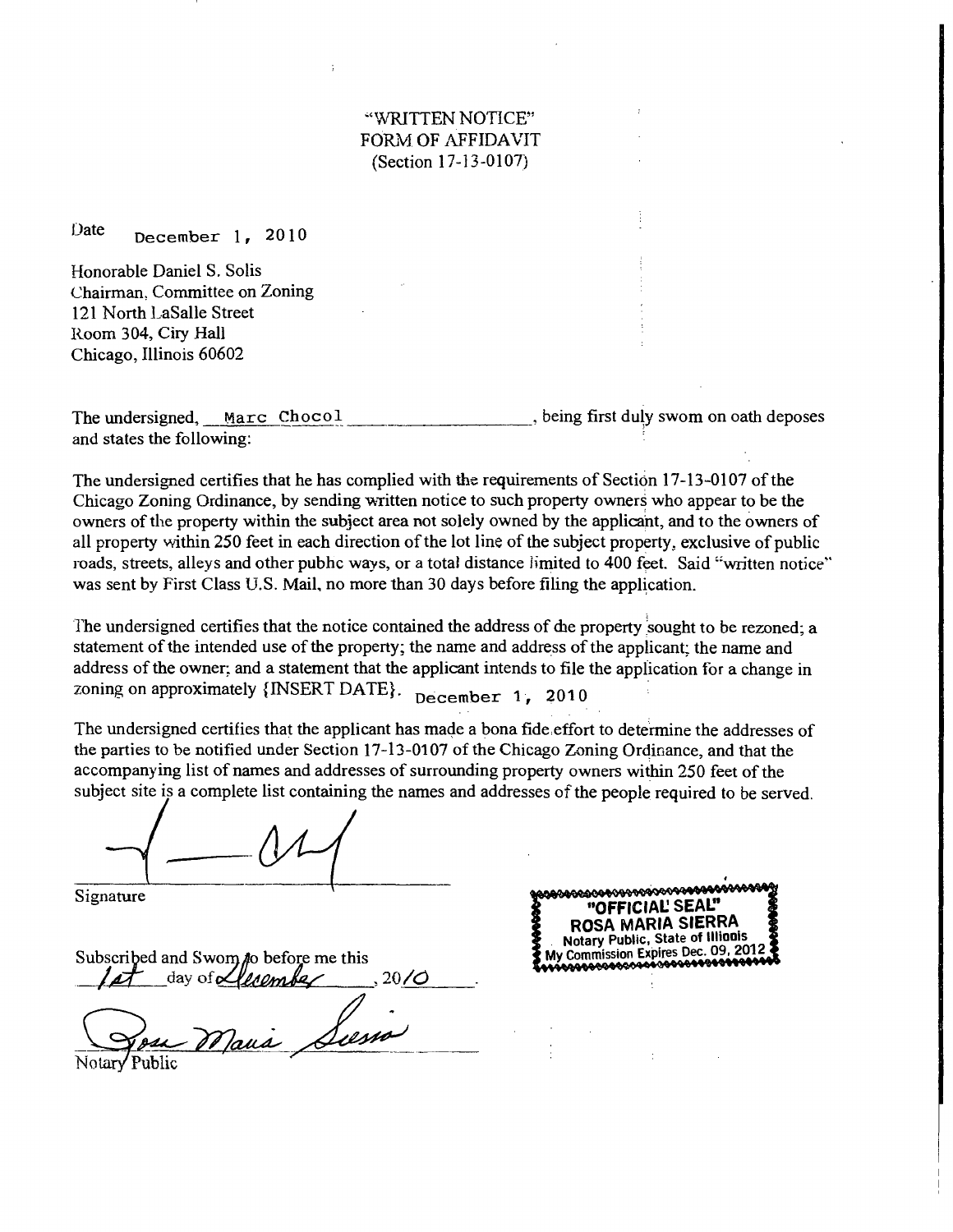"WRITTEN NOTICE"
FORM OF AFFIDAVIT
(Section 17-13-0107)

Date December 1, 2010

Honorable Daniel S. Solis
Chairman, Committee on Zoning
121 North LaSalle Street
Room 304, Ciry Hall
Chicago, Illinois 60602

The undersigned, Marc Chocol, being first duly swom on oath deposes and states the following:

The undersigned certifies that he has complied with the requirements of Section 17-13-0107 of the Chicago Zoning Ordinance, by sending written notice to such property owners who appear to be the owners of the property within the subject area not solely owned by the applicant, and to the owners of all property within 250 feet in each direction of the lot line of the subject property, exclusive of public roads, streets, alleys and other pubhc ways, or a total distance limited to 400 feet. Said "written notice" was sent by First Class U.S. Mail, no more than 30 days before filing the application.

The undersigned certifies that the notice contained the address of the property sought to be rezoned; a statement of the intended use of the property; the name and address of the applicant; the name and address of the owner; and a statement that the applicant intends to file the application for a change in zoning on approximately {INSERT DATE}. December 1, 2010

The undersigned certifies that the applicant has made a bona fide effort to determine the addresses of the parties to be notified under Section 17-13-0107 of the Chicago Zoning Ordinance, and that the accompanying list of names and addresses of surrounding property owners within 250 feet of the subject site is a complete list containing the names and addresses of the people required to be served.

Signature

Subscribed and Sworn to before me this 1st day of December, 2010.

Rosa Maria Sierra
Notary Public

"OFFICIAL SEAL"
ROSA MARIA SIERRA
Notary Public, State of Illinois
My Commission Expires Dec. 09, 2012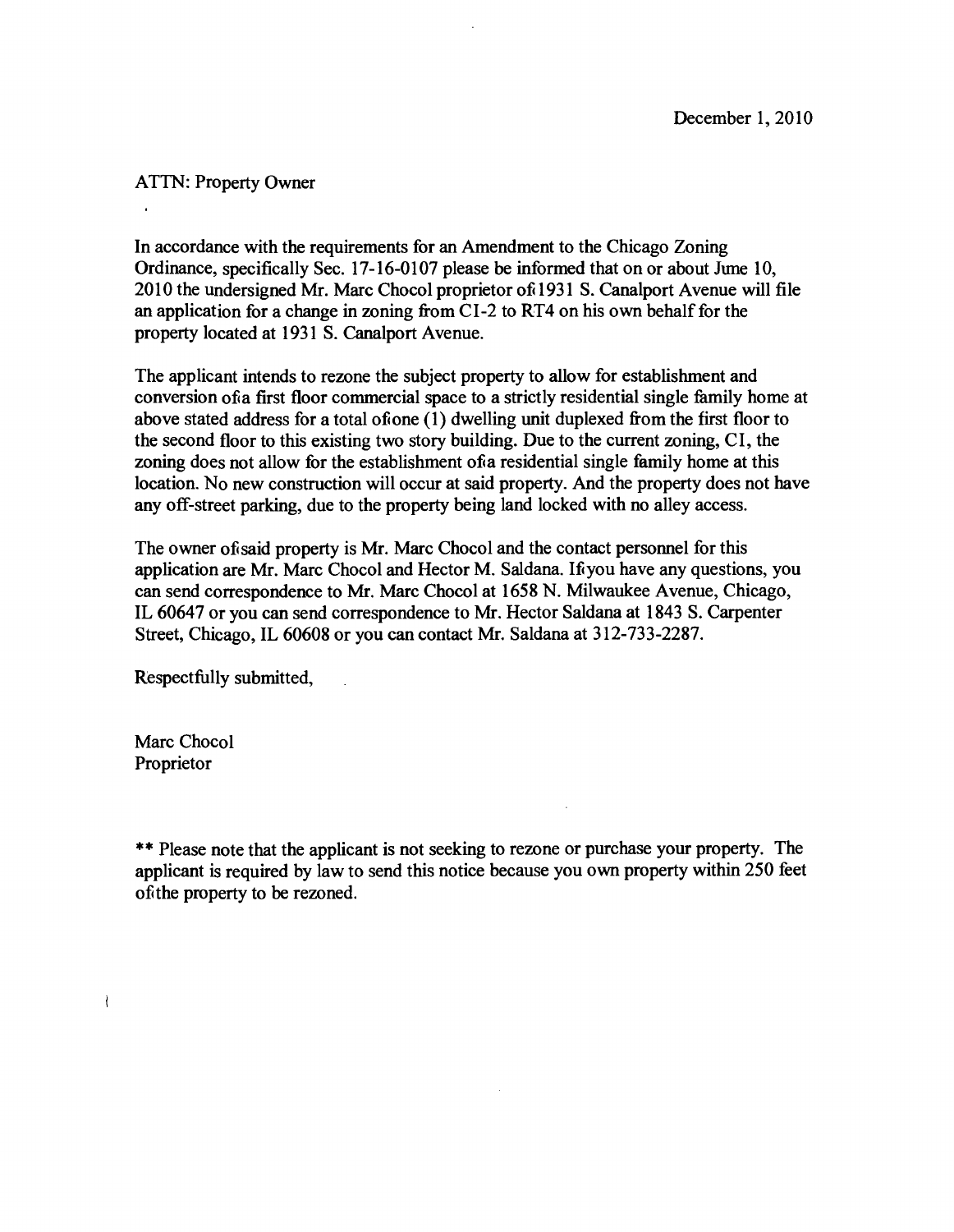December 1, 2010

ATTN: Property Owner

In accordance with the requirements for an Amendment to the Chicago Zoning Ordinance, specifically Sec. 17-16-0107 please be informed that on or about Jume 10, 2010 the undersigned Mr. Marc Chocol proprietor of 1931 S. Canalport Avenue will file an application for a change in zoning from C1-2 to RT4 on his own behalf for the property located at 1931 S. Canalport Avenue.

The applicant intends to rezone the subject property to allow for establishment and conversion of a first floor commercial space to a strictly residential single family home at above stated address for a total of one (1) dwelling unit duplexed from the first floor to the second floor to this existing two story building. Due to the current zoning, C1, the zoning does not allow for the establishment of a residential single family home at this location. No new construction will occur at said property. And the property does not have any off-street parking, due to the property being land locked with no alley access.

The owner of said property is Mr. Marc Chocol and the contact personnel for this application are Mr. Marc Chocol and Hector M. Saldana. If you have any questions, you can send correspondence to Mr. Marc Chocol at 1658 N. Milwaukee Avenue, Chicago, IL 60647 or you can send correspondence to Mr. Hector Saldana at 1843 S. Carpenter Street, Chicago, IL 60608 or you can contact Mr. Saldana at 312-733-2287.

Respectfully submitted,

Marc Chocol
Proprietor

** Please note that the applicant is not seeking to rezone or purchase your property. The applicant is required by law to send this notice because you own property within 250 feet of the property to be rezoned.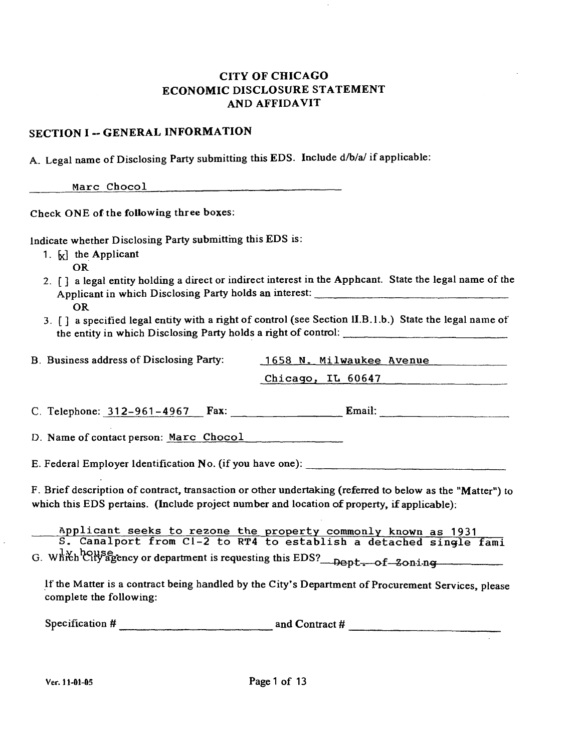# CITY OF CHICAGO
# ECONOMIC DISCLOSURE STATEMENT
# AND AFFIDAVIT

## SECTION I -- GENERAL INFORMATION

A. Legal name of Disclosing Party submitting this EDS. Include d/b/a/ if applicable:

Marc Chocol

Check ONE of the following three boxes:

Indicate whether Disclosing Party submitting this EDS is:

1. [x] the Applicant
   OR
2. [ ] a legal entity holding a direct or indirect interest in the Apphcant. State the legal name of the Applicant in which Disclosing Party holds an interest: ______________________
   OR
3. [ ] a specified legal entity with a right of control (see Section II.B.1.b.) State the legal name of the entity in which Disclosing Party holds a right of control: ______________________

B. Business address of Disclosing Party: 1658 N. Milwaukee Avenue
Chicago, IL 60647

C. Telephone: 312-961-4967 Fax: ______________ Email: ______________

D. Name of contact person: Marc Chocol

E. Federal Employer Identification No. (if you have one): ______________________

F. Brief description of contract, transaction or other undertaking (referred to below as the "Matter") to which this EDS pertains. (Include project number and location of property, if applicable):

Applicant seeks to rezone the property commonly known as 1931 S. Canalport from C1-2 to RT4 to establish a detached single family house.

G. Which City agency or department is requesting this EDS? Dept. of Zoning

If the Matter is a contract being handled by the City's Department of Procurement Services, please complete the following:

Specification # ______________________ and Contract # ______________________

Ver. 11-01-05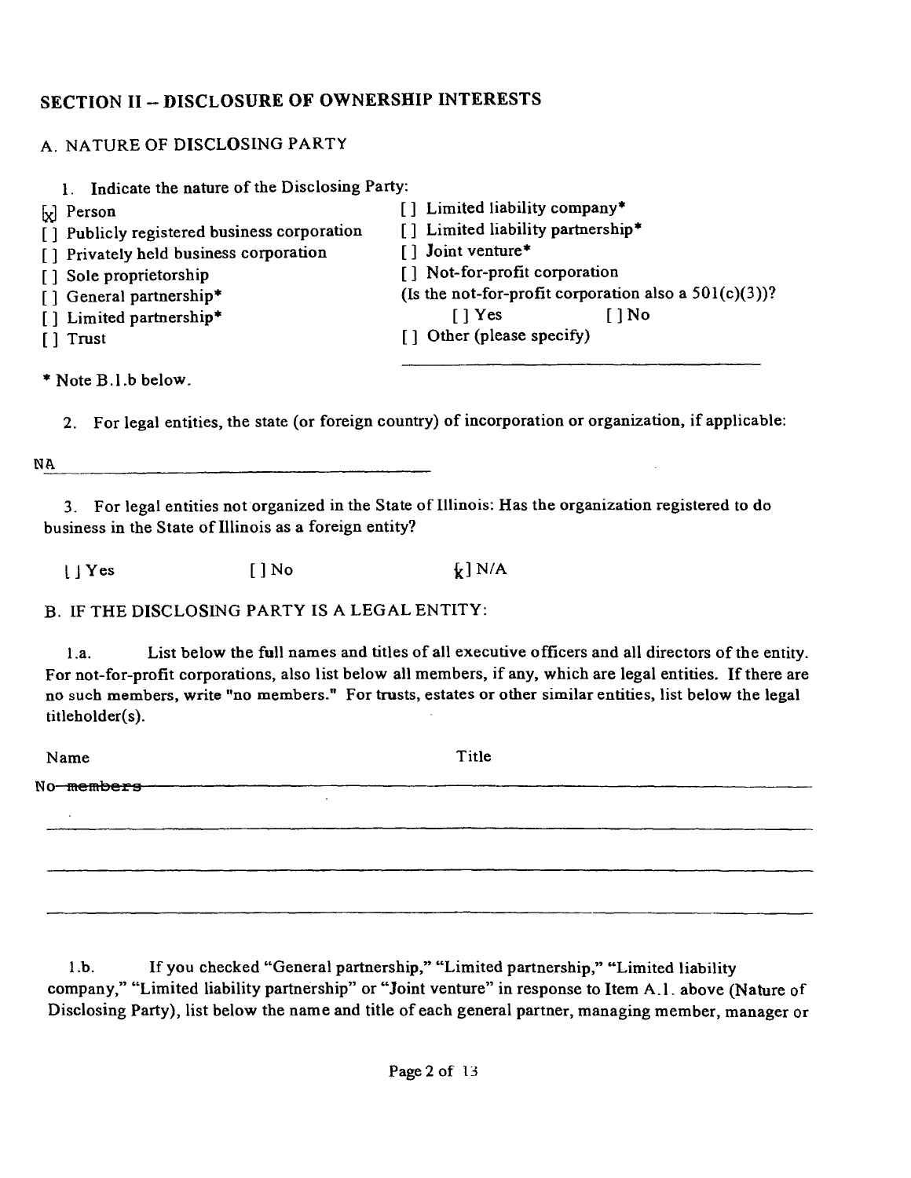## SECTION II -- DISCLOSURE OF OWNERSHIP INTERESTS

### A. NATURE OF DISCLOSING PARTY

1. Indicate the nature of the Disclosing Party:

[x] Person
[ ] Publicly registered business corporation
[ ] Privately held business corporation
[ ] Sole proprietorship
[ ] General partnership*
[ ] Limited partnership*
[ ] Trust
[ ] Limited liability company*
[ ] Limited liability partnership*
[ ] Joint venture*
[ ] Not-for-profit corporation
(Is the not-for-profit corporation also a 501(c)(3))?
[ ] Yes [ ] No
[ ] Other (please specify)

\_\_\_\_\_\_\_\_\_\_\_\_\_\_\_\_\_\_\_\_\_\_\_\_\_\_\_\_\_\_\_\_

* Note B.1.b below.

2. For legal entities, the state (or foreign country) of incorporation or organization, if applicable:

NA

3. For legal entities not organized in the State of Illinois: Has the organization registered to do business in the State of Illinois as a foreign entity?

[ ] Yes [ ] No [x] N/A

### B. IF THE DISCLOSING PARTY IS A LEGAL ENTITY:

1.a. List below the full names and titles of all executive officers and all directors of the entity. For not-for-profit corporations, also list below all members, if any, which are legal entities. If there are no such members, write "no members." For trusts, estates or other similar entities, list below the legal titleholder(s).

| Name | Title |
|---|---|
| No members | |
| | |
| | |
| | |

1.b. If you checked "General partnership," "Limited partnership," "Limited liability company," "Limited liability partnership" or "Joint venture" in response to Item A.1. above (Nature of Disclosing Party), list below the name and title of each general partner, managing member, manager or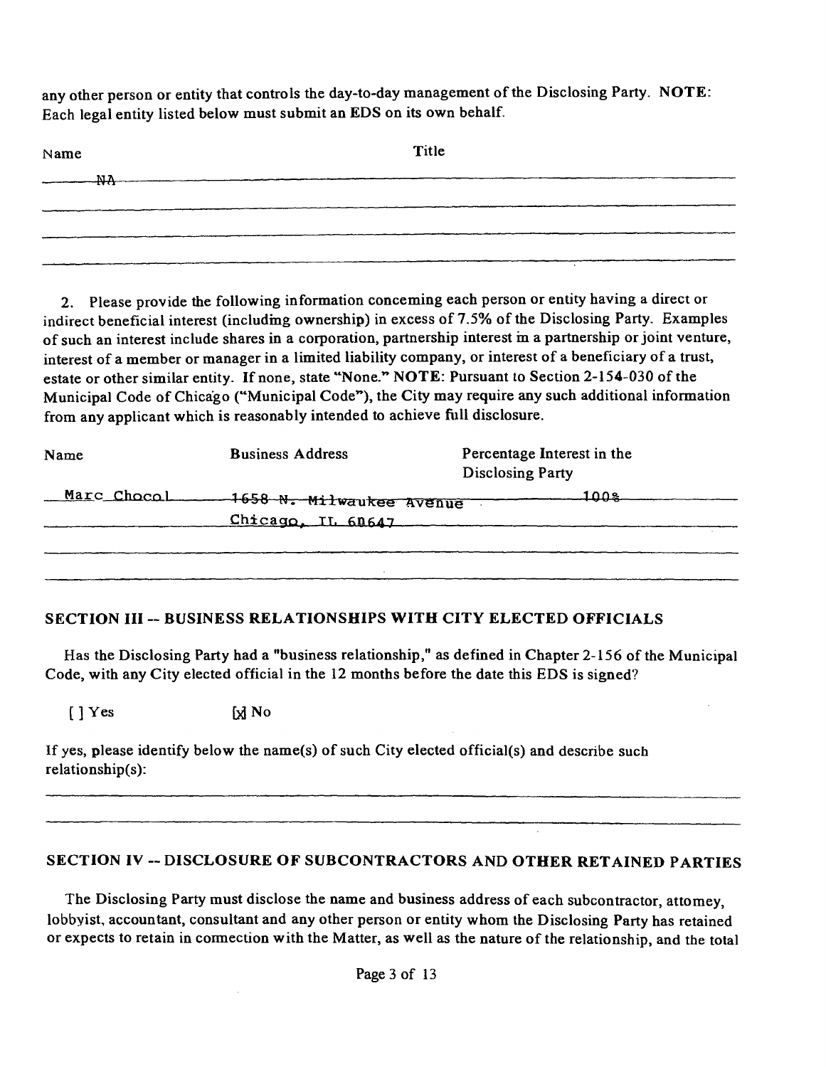any other person or entity that controls the day-to-day management of the Disclosing Party. **NOTE**: Each legal entity listed below must submit an EDS on its own behalf.

| Name | Title |
| --- | --- |
| NA | |
| | |
| | |
| | |

2. Please provide the following information concerning each person or entity having a direct or indirect beneficial interest (including ownership) in excess of 7.5% of the Disclosing Party. Examples of such an interest include shares in a corporation, partnership interest in a partnership or joint venture, interest of a member or manager in a limited liability company, or interest of a beneficiary of a trust, estate or other similar entity. If none, state "None." **NOTE**: Pursuant to Section 2-154-030 of the Municipal Code of Chicago ("Municipal Code"), the City may require any such additional information from any applicant which is reasonably intended to achieve full disclosure.

| Name | Business Address | Percentage Interest in the Disclosing Party |
| --- | --- | --- |
| Marc Chocol | 1658 N. Milwaukee Avenue Chicago, IL 60647 | 100% |
| | | |
| | | |

## SECTION III -- BUSINESS RELATIONSHIPS WITH CITY ELECTED OFFICIALS

Has the Disclosing Party had a "business relationship," as defined in Chapter 2-156 of the Municipal Code, with any City elected official in the 12 months before the date this EDS is signed?

[ ] Yes [x] No

If yes, please identify below the name(s) of such City elected official(s) and describe such relationship(s):

## SECTION IV -- DISCLOSURE OF SUBCONTRACTORS AND OTHER RETAINED PARTIES

The Disclosing Party must disclose the name and business address of each subcontractor, attorney, lobbyist, accountant, consultant and any other person or entity whom the Disclosing Party has retained or expects to retain in connection with the Matter, as well as the nature of the relationship, and the total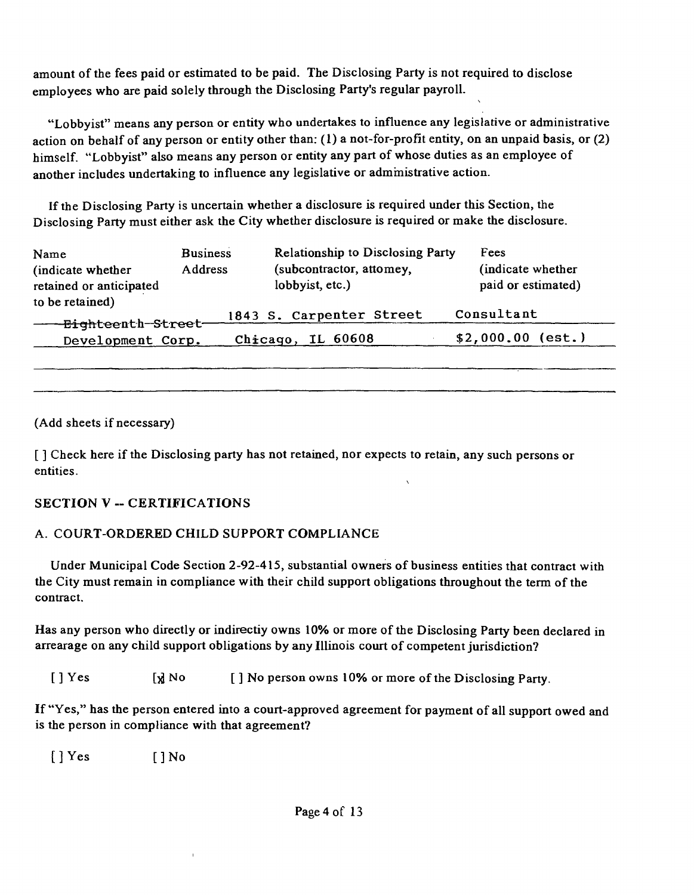amount of the fees paid or estimated to be paid. The Disclosing Party is not required to disclose employees who are paid solely through the Disclosing Party's regular payroll.

"Lobbyist" means any person or entity who undertakes to influence any legislative or administrative action on behalf of any person or entity other than: (1) a not-for-profit entity, on an unpaid basis, or (2) himself. "Lobbyist" also means any person or entity any part of whose duties as an employee of another includes undertaking to influence any legislative or administrative action.

If the Disclosing Party is uncertain whether a disclosure is required under this Section, the Disclosing Party must either ask the City whether disclosure is required or make the disclosure.

| Name (indicate whether retained or anticipated to be retained) | Business Address | Relationship to Disclosing Party (subcontractor, attorney, lobbyist, etc.) | Fees (indicate whether paid or estimated) |
|---|---|---|---|
| Eighteenth Street Development Corp. | 1843 S. Carpenter Street Chicago, IL 60608 | Consultant | $2,000.00 (est.) |
| | | | |
| | | | |

(Add sheets if necessary)

[ ] Check here if the Disclosing party has not retained, nor expects to retain, any such persons or entities.

## SECTION V -- CERTIFICATIONS

### A. COURT-ORDERED CHILD SUPPORT COMPLIANCE

Under Municipal Code Section 2-92-415, substantial owners of business entities that contract with the City must remain in compliance with their child support obligations throughout the term of the contract.

Has any person who directly or indirectly owns 10% or more of the Disclosing Party been declared in arrearage on any child support obligations by any Illinois court of competent jurisdiction?

[ ] Yes [x] No [ ] No person owns 10% or more of the Disclosing Party.

If "Yes," has the person entered into a court-approved agreement for payment of all support owed and is the person in compliance with that agreement?

[ ] Yes [ ] No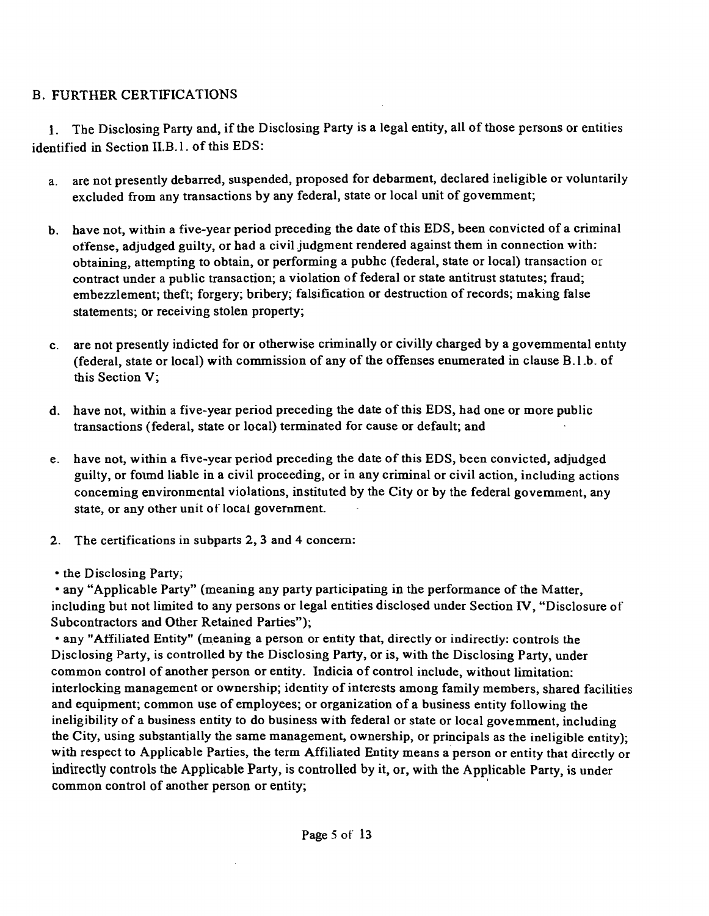## B. FURTHER CERTIFICATIONS

1. The Disclosing Party and, if the Disclosing Party is a legal entity, all of those persons or entities identified in Section II.B.1. of this EDS:

   a. are not presently debarred, suspended, proposed for debarment, declared ineligible or voluntarily excluded from any transactions by any federal, state or local unit of government;

   b. have not, within a five-year period preceding the date of this EDS, been convicted of a criminal offense, adjudged guilty, or had a civil judgment rendered against them in connection with: obtaining, attempting to obtain, or performing a pubhc (federal, state or local) transaction or contract under a public transaction; a violation of federal or state antitrust statutes; fraud; embezzlement; theft; forgery; bribery; falsification or destruction of records; making false statements; or receiving stolen property;

   c. are not presently indicted for or otherwise criminally or civilly charged by a govemmental entity (federal, state or local) with commission of any of the offenses enumerated in clause B.1.b. of this Section V;

   d. have not, within a five-year period preceding the date of this EDS, had one or more public transactions (federal, state or local) terminated for cause or default; and

   e. have not, within a five-year period preceding the date of this EDS, been convicted, adjudged guilty, or fotmd liable in a civil proceeding, or in any criminal or civil action, including actions conceming environmental violations, instituted by the City or by the federal govemment, any state, or any other unit of local government.

2. The certifications in subparts 2, 3 and 4 concem:

- the Disclosing Party;
- any "Applicable Party" (meaning any party participating in the performance of the Matter, including but not limited to any persons or legal entities disclosed under Section IV, "Disclosure of Subcontractors and Other Retained Parties");
- any "Affiliated Entity" (meaning a person or entity that, directly or indirectly: controls the Disclosing Party, is controlled by the Disclosing Party, or is, with the Disclosing Party, under common control of another person or entity. Indicia of control include, without limitation: interlocking management or ownership; identity of interests among family members, shared facilities and equipment; common use of employees; or organization of a business entity following the ineligibility of a business entity to do business with federal or state or local govemment, including the City, using substantially the same management, ownership, or principals as the ineligible entity); with respect to Applicable Parties, the term Affiliated Entity means a person or entity that directly or indirectly controls the Applicable Party, is controlled by it, or, with the Applicable Party, is under common control of another person or entity;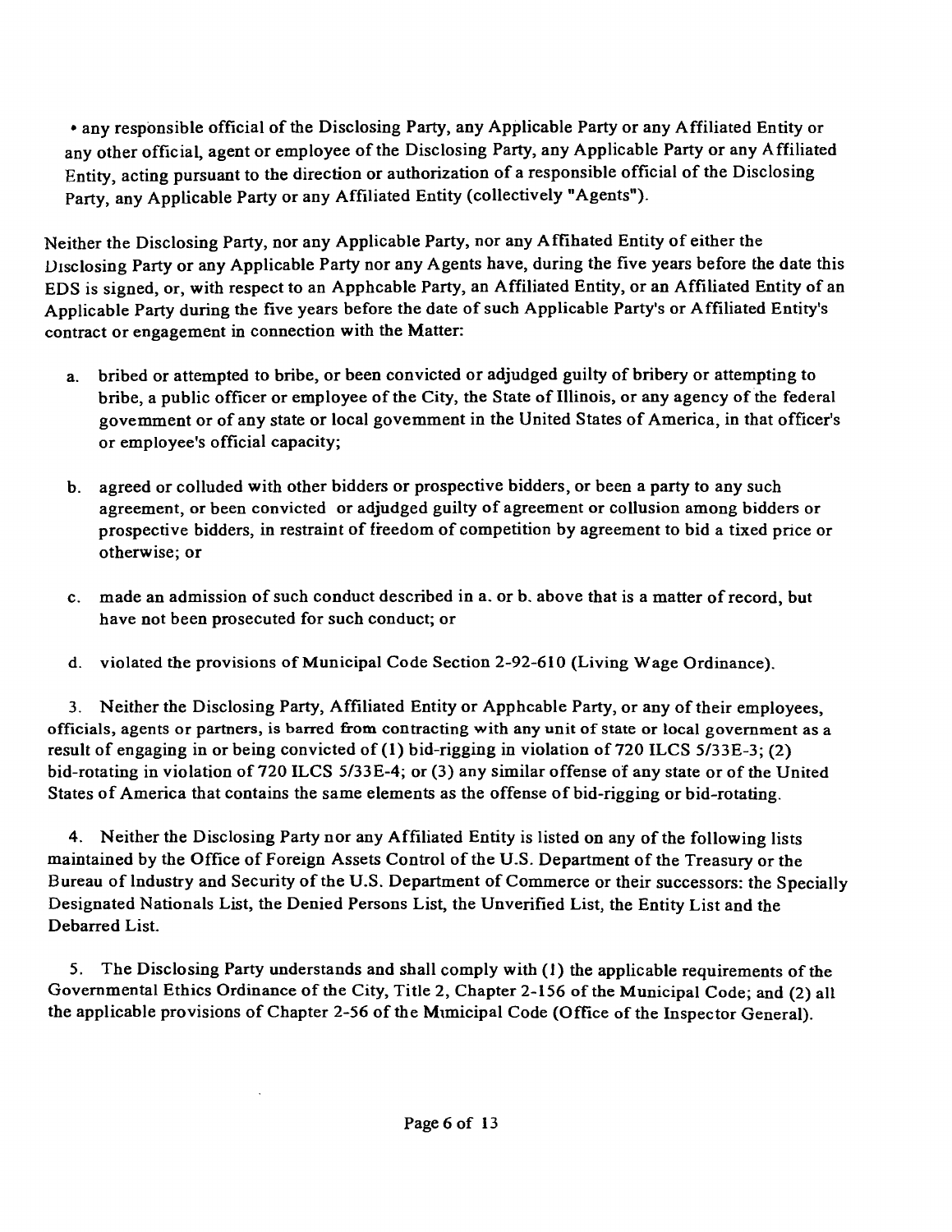- any responsible official of the Disclosing Party, any Applicable Party or any Affiliated Entity or any other official, agent or employee of the Disclosing Party, any Applicable Party or any Affiliated Entity, acting pursuant to the direction or authorization of a responsible official of the Disclosing Party, any Applicable Party or any Affiliated Entity (collectively "Agents").

Neither the Disclosing Party, nor any Applicable Party, nor any Affihated Entity of either the Disclosing Party or any Applicable Party nor any Agents have, during the five years before the date this EDS is signed, or, with respect to an Apphcable Party, an Affiliated Entity, or an Affiliated Entity of an Applicable Party during the five years before the date of such Applicable Party's or Affiliated Entity's contract or engagement in connection with the Matter:

a. bribed or attempted to bribe, or been convicted or adjudged guilty of bribery or attempting to bribe, a public officer or employee of the City, the State of Illinois, or any agency of the federal govemment or of any state or local govemment in the United States of America, in that officer's or employee's official capacity;

b. agreed or colluded with other bidders or prospective bidders, or been a party to any such agreement, or been convicted or adjudged guilty of agreement or collusion among bidders or prospective bidders, in restraint of freedom of competition by agreement to bid a tixed price or otherwise; or

c. made an admission of such conduct described in a. or b. above that is a matter of record, but have not been prosecuted for such conduct; or

d. violated the provisions of Municipal Code Section 2-92-610 (Living Wage Ordinance).

3. Neither the Disclosing Party, Affiliated Entity or Apphcable Party, or any of their employees, officials, agents or partners, is barred from contracting with any unit of state or local government as a result of engaging in or being convicted of (1) bid-rigging in violation of 720 ILCS 5/33E-3; (2) bid-rotating in violation of 720 ILCS 5/33E-4; or (3) any similar offense of any state or of the United States of America that contains the same elements as the offense of bid-rigging or bid-rotating.

4. Neither the Disclosing Party nor any Affiliated Entity is listed on any of the following lists maintained by the Office of Foreign Assets Control of the U.S. Department of the Treasury or the Bureau of lndustry and Security of the U.S. Department of Commerce or their successors: the Specially Designated Nationals List, the Denied Persons List, the Unverified List, the Entity List and the Debarred List.

5. The Disclosing Party understands and shall comply with (1) the applicable requirements of the Governmental Ethics Ordinance of the City, Title 2, Chapter 2-156 of the Municipal Code; and (2) all the applicable provisions of Chapter 2-56 of the Mimicipal Code (Office of the Inspector General).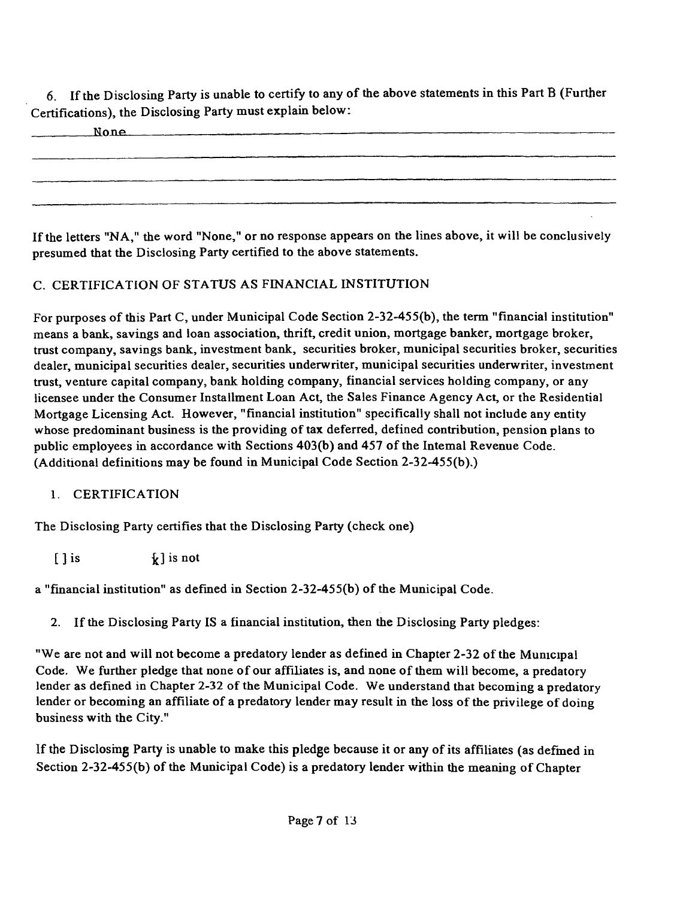6. If the Disclosing Party is unable to certify to any of the above statements in this Part B (Further Certifications), the Disclosing Party must explain below:

None

If the letters "NA," the word "None," or no response appears on the lines above, it will be conclusively presumed that the Disclosing Party certified to the above statements.

## C. CERTIFICATION OF STATUS AS FINANCIAL INSTITUTION

For purposes of this Part C, under Municipal Code Section 2-32-455(b), the term "financial institution" means a bank, savings and loan association, thrift, credit union, mortgage banker, mortgage broker, trust company, savings bank, investment bank, securities broker, municipal securities broker, securities dealer, municipal securities dealer, securities underwriter, municipal securities underwriter, investment trust, venture capital company, bank holding company, financial services holding company, or any licensee under the Consumer Installment Loan Act, the Sales Finance Agency Act, or the Residential Mortgage Licensing Act. However, "financial institution" specifically shall not include any entity whose predominant business is the providing of tax deferred, defined contribution, pension plans to public employees in accordance with Sections 403(b) and 457 of the Internal Revenue Code. (Additional definitions may be found in Municipal Code Section 2-32-455(b).)

1. CERTIFICATION

The Disclosing Party certifies that the Disclosing Party (check one)

[ ] is [x] is not

a "financial institution" as defined in Section 2-32-455(b) of the Municipal Code.

2. If the Disclosing Party IS a financial institution, then the Disclosing Party pledges:

"We are not and will not become a predatory lender as defined in Chapter 2-32 of the Municipal Code. We further pledge that none of our affiliates is, and none of them will become, a predatory lender as defined in Chapter 2-32 of the Municipal Code. We understand that becoming a predatory lender or becoming an affiliate of a predatory lender may result in the loss of the privilege of doing business with the City."

If the Disclosing Party is unable to make this pledge because it or any of its affiliates (as defined in Section 2-32-455(b) of the Municipal Code) is a predatory lender within the meaning of Chapter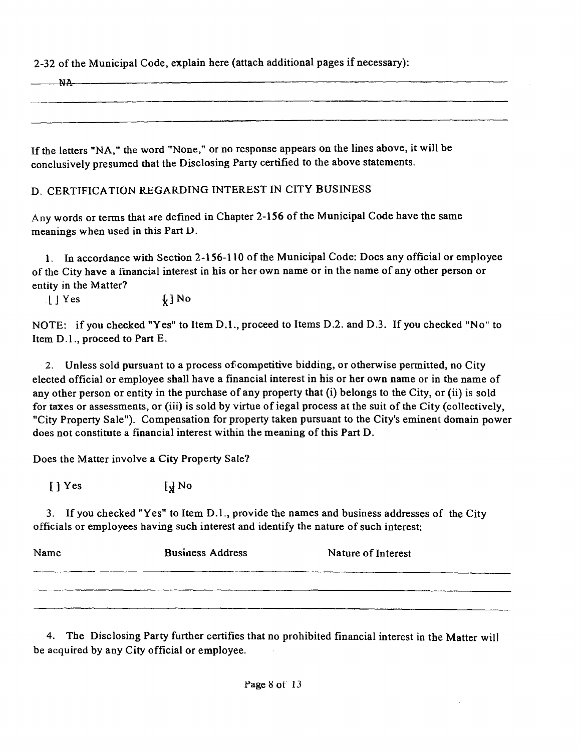2-32 of the Municipal Code, explain here (attach additional pages if necessary):

~~NA~~

If the letters "NA," the word "None," or no response appears on the lines above, it will be conclusively presumed that the Disclosing Party certified to the above statements.

D. CERTIFICATION REGARDING INTEREST IN CITY BUSINESS

Any words or terms that are defined in Chapter 2-156 of the Municipal Code have the same meanings when used in this Part D.

1. In accordance with Section 2-156-110 of the Municipal Code: Does any official or employee of the City have a financial interest in his or her own name or in the name of any other person or entity in the Matter?

[ ] Yes [x] No

NOTE: if you checked "Yes" to Item D.1., proceed to Items D.2. and D.3. If you checked "No" to Item D.1., proceed to Part E.

2. Unless sold pursuant to a process of competitive bidding, or otherwise permitted, no City elected official or employee shall have a financial interest in his or her own name or in the name of any other person or entity in the purchase of any property that (i) belongs to the City, or (ii) is sold for taxes or assessments, or (iii) is sold by virtue of legal process at the suit of the City (collectively, "City Property Sale"). Compensation for property taken pursuant to the City's eminent domain power does not constitute a financial interest within the meaning of this Part D.

Does the Matter involve a City Property Sale?

[ ] Yes [x] No

3. If you checked "Yes" to Item D.1., provide the names and business addresses of the City officials or employees having such interest and identify the nature of such interest:

| Name | Business Address | Nature of Interest |
|---|---|---|
| | | |
| | | |
| | | |

4. The Disclosing Party further certifies that no prohibited financial interest in the Matter will be acquired by any City official or employee.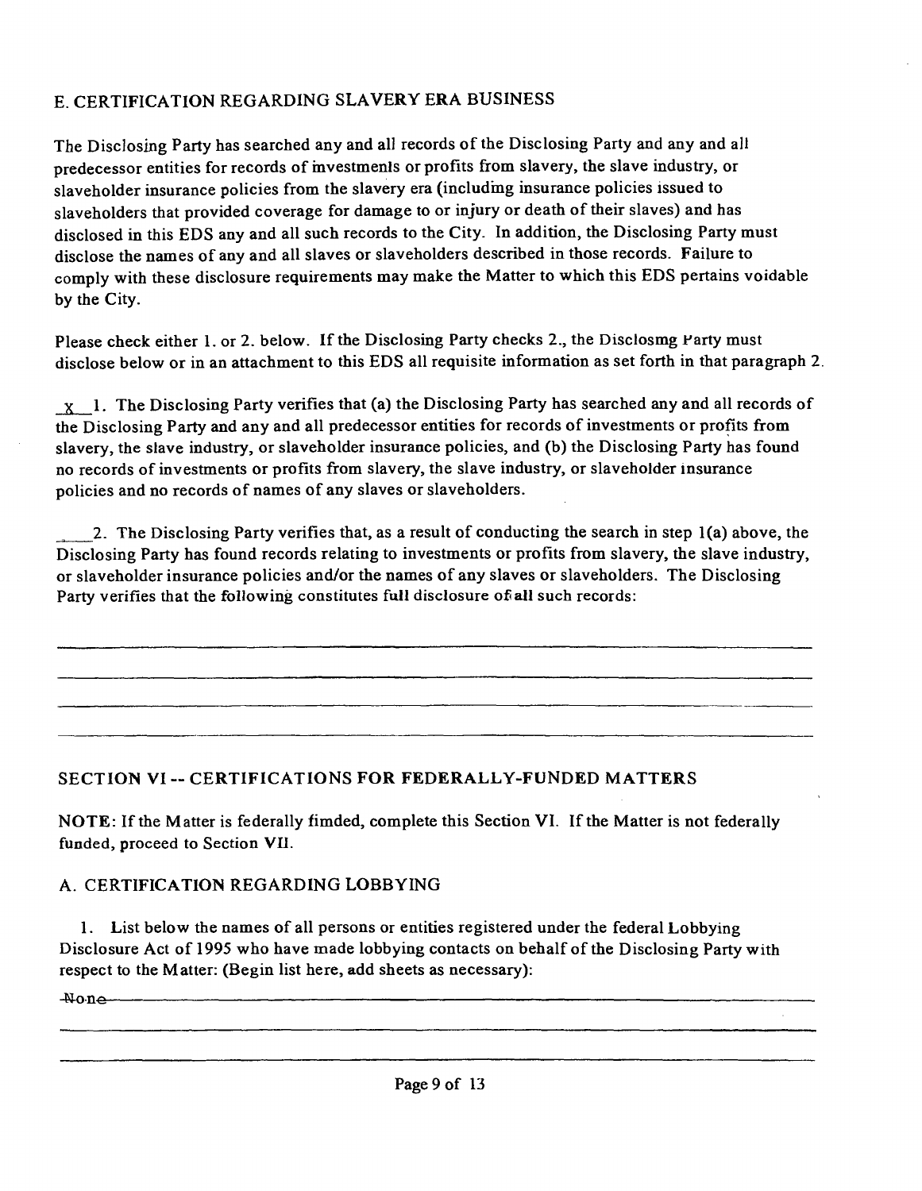## E. CERTIFICATION REGARDING SLAVERY ERA BUSINESS

The Disclosing Party has searched any and all records of the Disclosing Party and any and all predecessor entities for records of investments or profits from slavery, the slave industry, or slaveholder insurance policies from the slavery era (including insurance policies issued to slaveholders that provided coverage for damage to or injury or death of their slaves) and has disclosed in this EDS any and all such records to the City. In addition, the Disclosing Party must disclose the names of any and all slaves or slaveholders described in those records. Failure to comply with these disclosure requirements may make the Matter to which this EDS pertains voidable by the City.

Please check either 1. or 2. below. If the Disclosing Party checks 2., the Disclosmg Party must disclose below or in an attachment to this EDS all requisite information as set forth in that paragraph 2.

_X_ 1. The Disclosing Party verifies that (a) the Disclosing Party has searched any and all records of the Disclosing Party and any and all predecessor entities for records of investments or profits from slavery, the slave industry, or slaveholder insurance policies, and (b) the Disclosing Party has found no records of investments or profits from slavery, the slave industry, or slaveholder insurance policies and no records of names of any slaves or slaveholders.

____ 2. The Disclosing Party verifies that, as a result of conducting the search in step 1(a) above, the Disclosing Party has found records relating to investments or profits from slavery, the slave industry, or slaveholder insurance policies and/or the names of any slaves or slaveholders. The Disclosing Party verifies that the following constitutes full disclosure of all such records:

______________________________________________________________________________

______________________________________________________________________________

______________________________________________________________________________

______________________________________________________________________________

## SECTION VI -- CERTIFICATIONS FOR FEDERALLY-FUNDED MATTERS

**NOTE**: If the Matter is federally fimded, complete this Section VI. If the Matter is not federally funded, proceed to Section VII.

### A. CERTIFICATION REGARDING LOBBYING

1. List below the names of all persons or entities registered under the federal Lobbying Disclosure Act of 1995 who have made lobbying contacts on behalf of the Disclosing Party with respect to the Matter: (Begin list here, add sheets as necessary):

None

______________________________________________________________________________

______________________________________________________________________________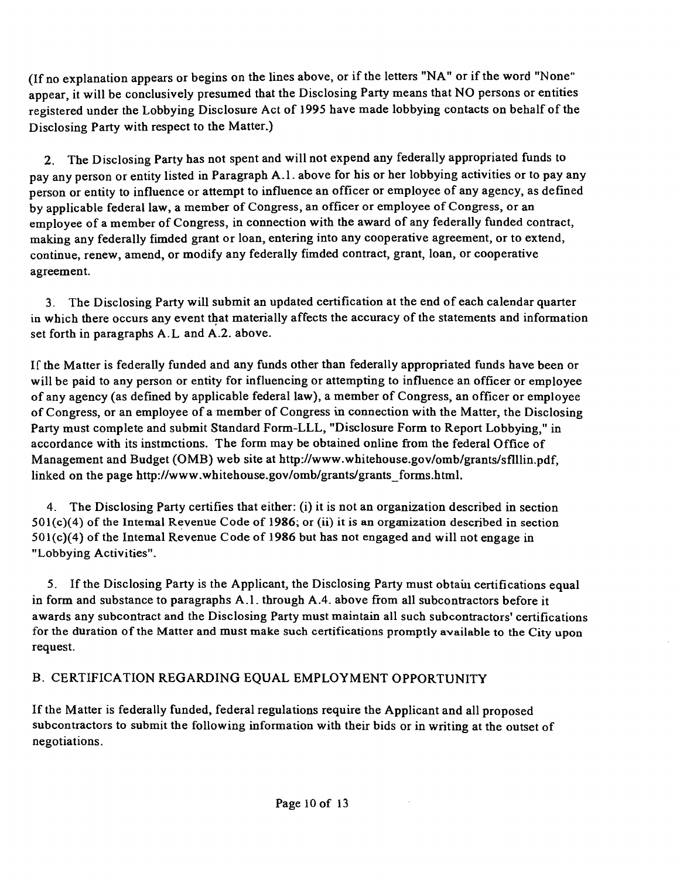(If no explanation appears or begins on the lines above, or if the letters "NA" or if the word "None" appear, it will be conclusively presumed that the Disclosing Party means that NO persons or entities registered under the Lobbying Disclosure Act of 1995 have made lobbying contacts on behalf of the Disclosing Party with respect to the Matter.)

2. The Disclosing Party has not spent and will not expend any federally appropriated funds to pay any person or entity listed in Paragraph A.1. above for his or her lobbying activities or to pay any person or entity to influence or attempt to influence an officer or employee of any agency, as defined by applicable federal law, a member of Congress, an officer or employee of Congress, or an employee of a member of Congress, in connection with the award of any federally funded contract, making any federally fimded grant or loan, entering into any cooperative agreement, or to extend, continue, renew, amend, or modify any federally fimded contract, grant, loan, or cooperative agreement.

3. The Disclosing Party will submit an updated certification at the end of each calendar quarter in which there occurs any event that materially affects the accuracy of the statements and information set forth in paragraphs A.L and A.2. above.

If the Matter is federally funded and any funds other than federally appropriated funds have been or will be paid to any person or entity for influencing or attempting to influence an officer or employee of any agency (as defined by applicable federal law), a member of Congress, an officer or employee of Congress, or an employee of a member of Congress in connection with the Matter, the Disclosing Party must complete and submit Standard Form-LLL, "Disclosure Form to Report Lobbying," in accordance with its instmctions. The form may be obtained online from the federal Office of Management and Budget (OMB) web site at http://www.whitehouse.gov/omb/grants/sflllin.pdf, linked on the page http://www.whitehouse.gov/omb/grants/grants_forms.html.

4. The Disclosing Party certifies that either: (i) it is not an organization described in section 501(c)(4) of the Intemal Revenue Code of 1986; or (ii) it is an organization described in section 501(c)(4) of the Intemal Revenue Code of 1986 but has not engaged and will not engage in "Lobbying Activities".

5. If the Disclosing Party is the Applicant, the Disclosing Party must obtain certifications equal in form and substance to paragraphs A.1. through A.4. above from all subcontractors before it awards any subcontract and the Disclosing Party must maintain all such subcontractors' certifications for the duration of the Matter and must make such certifications promptly available to the City upon request.

## B. CERTIFICATION REGARDING EQUAL EMPLOYMENT OPPORTUNITY

If the Matter is federally funded, federal regulations require the Applicant and all proposed subcontractors to submit the following information with their bids or in writing at the outset of negotiations.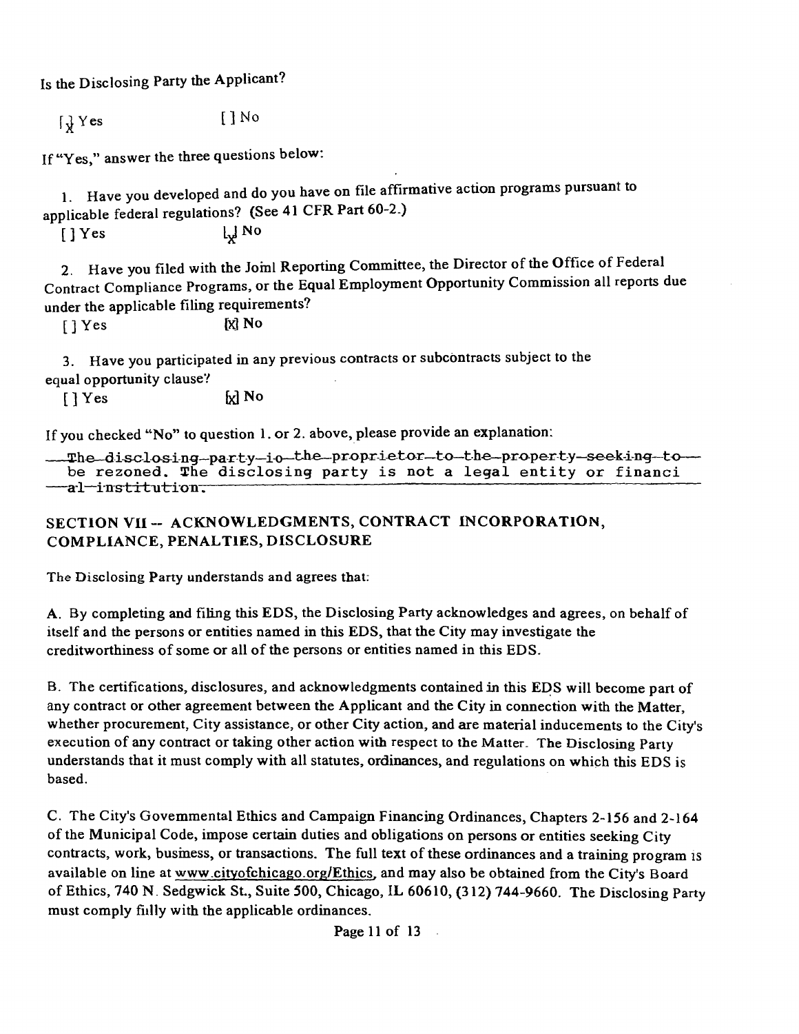Is the Disclosing Party the Applicant?

[X] Yes [ ] No

If "Yes," answer the three questions below:

1. Have you developed and do you have on file affirmative action programs pursuant to applicable federal regulations? (See 41 CFR Part 60-2.)

[ ] Yes [X] No

2. Have you filed with the Joinl Reporting Committee, the Director of the Office of Federal Contract Compliance Programs, or the Equal Employment Opportunity Commission all reports due under the applicable filing requirements?

[ ] Yes [X] No

3. Have you participated in any previous contracts or subcontracts subject to the equal opportunity clause?

[ ] Yes [X] No

If you checked "No" to question 1. or 2. above, please provide an explanation:

The disclosing party io the proprietor to the property seeking to be rezoned. The disclosing party is not a legal entity or financi al institution.

## SECTION VII -- ACKNOWLEDGMENTS, CONTRACT INCORPORATION, COMPLIANCE, PENALTIES, DISCLOSURE

The Disclosing Party understands and agrees that:

A. By completing and filing this EDS, the Disclosing Party acknowledges and agrees, on behalf of itself and the persons or entities named in this EDS, that the City may investigate the creditworthiness of some or all of the persons or entities named in this EDS.

B. The certifications, disclosures, and acknowledgments contained in this EDS will become part of any contract or other agreement between the Applicant and the City in connection with the Matter, whether procurement, City assistance, or other City action, and are material inducements to the City's execution of any contract or taking other action with respect to the Matter. The Disclosing Party understands that it must comply with all statutes, ordinances, and regulations on which this EDS is based.

C. The City's Govemmental Ethics and Campaign Financing Ordinances, Chapters 2-156 and 2-164 of the Municipal Code, impose certain duties and obligations on persons or entities seeking City contracts, work, business, or transactions. The full text of these ordinances and a training program is available on line at www.cityofchicago.org/Ethics, and may also be obtained from the City's Board of Ethics, 740 N. Sedgwick St., Suite 500, Chicago, IL 60610, (312) 744-9660. The Disclosing Party must comply fully with the applicable ordinances.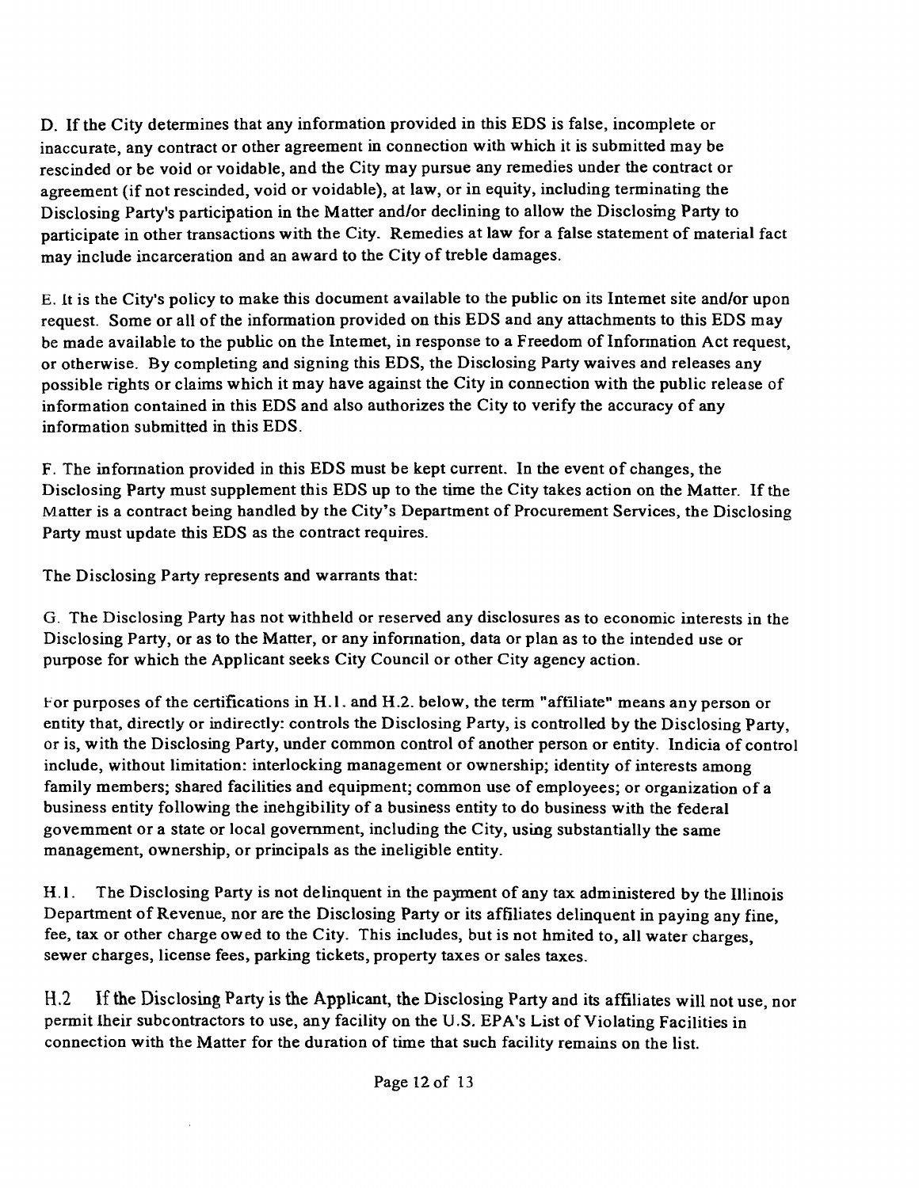D. If the City determines that any information provided in this EDS is false, incomplete or inaccurate, any contract or other agreement in connection with which it is submitted may be rescinded or be void or voidable, and the City may pursue any remedies under the contract or agreement (if not rescinded, void or voidable), at law, or in equity, including terminating the Disclosing Party's participation in the Matter and/or declining to allow the Disclosing Party to participate in other transactions with the City. Remedies at law for a false statement of material fact may include incarceration and an award to the City of treble damages.

E. It is the City's policy to make this document available to the public on its Intemet site and/or upon request. Some or all of the information provided on this EDS and any attachments to this EDS may be made available to the public on the Intemet, in response to a Freedom of Infonnation Act request, or otherwise. By completing and signing this EDS, the Disclosing Party waives and releases any possible rights or claims which it may have against the City in connection with the public release of information contained in this EDS and also authorizes the City to verify the accuracy of any information submitted in this EDS.

F. The infonnation provided in this EDS must be kept current. In the event of changes, the Disclosing Party must supplement this EDS up to the time the City takes action on the Matter. If the Matter is a contract being handled by the City's Department of Procurement Services, the Disclosing Party must update this EDS as the contract requires.

The Disclosing Party represents and warrants that:

G. The Disclosing Party has not withheld or reserved any disclosures as to economic interests in the Disclosing Party, or as to the Matter, or any infonnation, data or plan as to the intended use or purpose for which the Applicant seeks City Council or other City agency action.

For purposes of the certifications in H.1. and H.2. below, the term "affiliate" means any person or entity that, directly or indirectly: controls the Disclosing Party, is controlled by the Disclosing Party, or is, with the Disclosing Party, under common control of another person or entity. Indicia of control include, without limitation: interlocking management or ownership; identity of interests among family members; shared facilities and equipment; common use of employees; or organization of a business entity following the inehgibility of a business entity to do business with the federal govemment or a state or local government, including the City, using substantially the same management, ownership, or principals as the ineligible entity.

H.1. The Disclosing Party is not delinquent in the payment of any tax administered by the Illinois Department of Revenue, nor are the Disclosing Party or its affiliates delinquent in paying any fine, fee, tax or other charge owed to the City. This includes, but is not hmited to, all water charges, sewer charges, license fees, parking tickets, property taxes or sales taxes.

H.2 If the Disclosing Party is the Applicant, the Disclosing Party and its affiliates will not use, nor permit their subcontractors to use, any facility on the U.S. EPA's List of Violating Facilities in connection with the Matter for the duration of time that such facility remains on the list.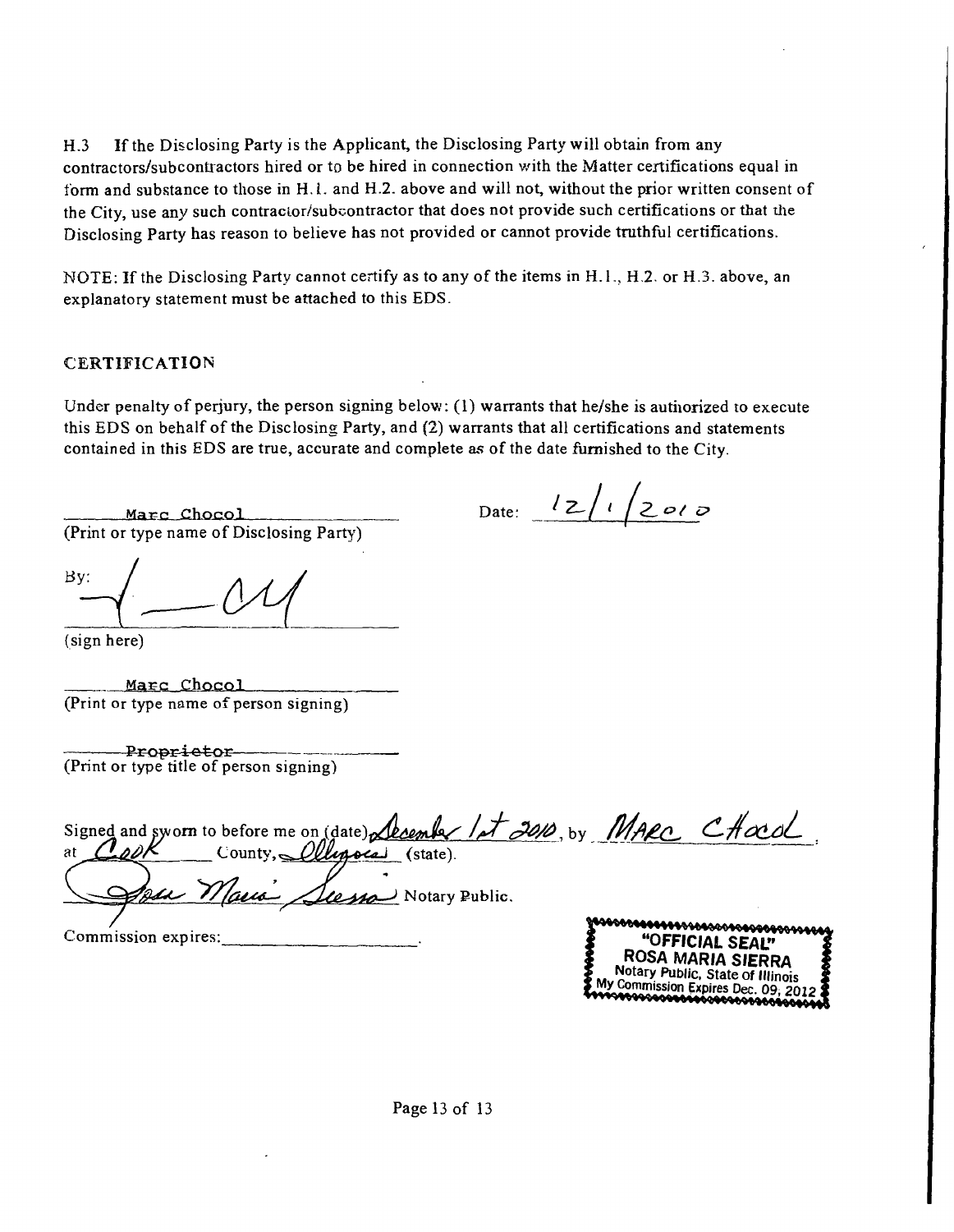H.3 If the Disclosing Party is the Applicant, the Disclosing Party will obtain from any contractors/subcontractors hired or to be hired in connection with the Matter certifications equal in form and substance to those in H.1. and H.2. above and will not, without the prior written consent of the City, use any such contractor/subcontractor that does not provide such certifications or that the Disclosing Party has reason to believe has not provided or cannot provide truthful certifications.

NOTE: If the Disclosing Party cannot certify as to any of the items in H.1., H.2. or H.3. above, an explanatory statement must be attached to this EDS.

## CERTIFICATION

Under penalty of perjury, the person signing below: (1) warrants that he/she is authorized to execute this EDS on behalf of the Disclosing Party, and (2) warrants that all certifications and statements contained in this EDS are true, accurate and complete as of the date furnished to the City.

Marc Chocol
(Print or type name of Disclosing Party)

Date: 12/1/2010

By: [signature]
(sign here)

Marc Chocol
(Print or type name of person signing)

Proprietor
(Print or type title of person signing)

Signed and sworn to before me on (date) December 1st 2010, by Marc Chocol, at Cook County, Illinois (state).

[signature] Notary Public.

Commission expires: ______________.

"OFFICIAL SEAL"
ROSA MARIA SIERRA
Notary Public, State of Illinois
My Commission Expires Dec. 09, 2012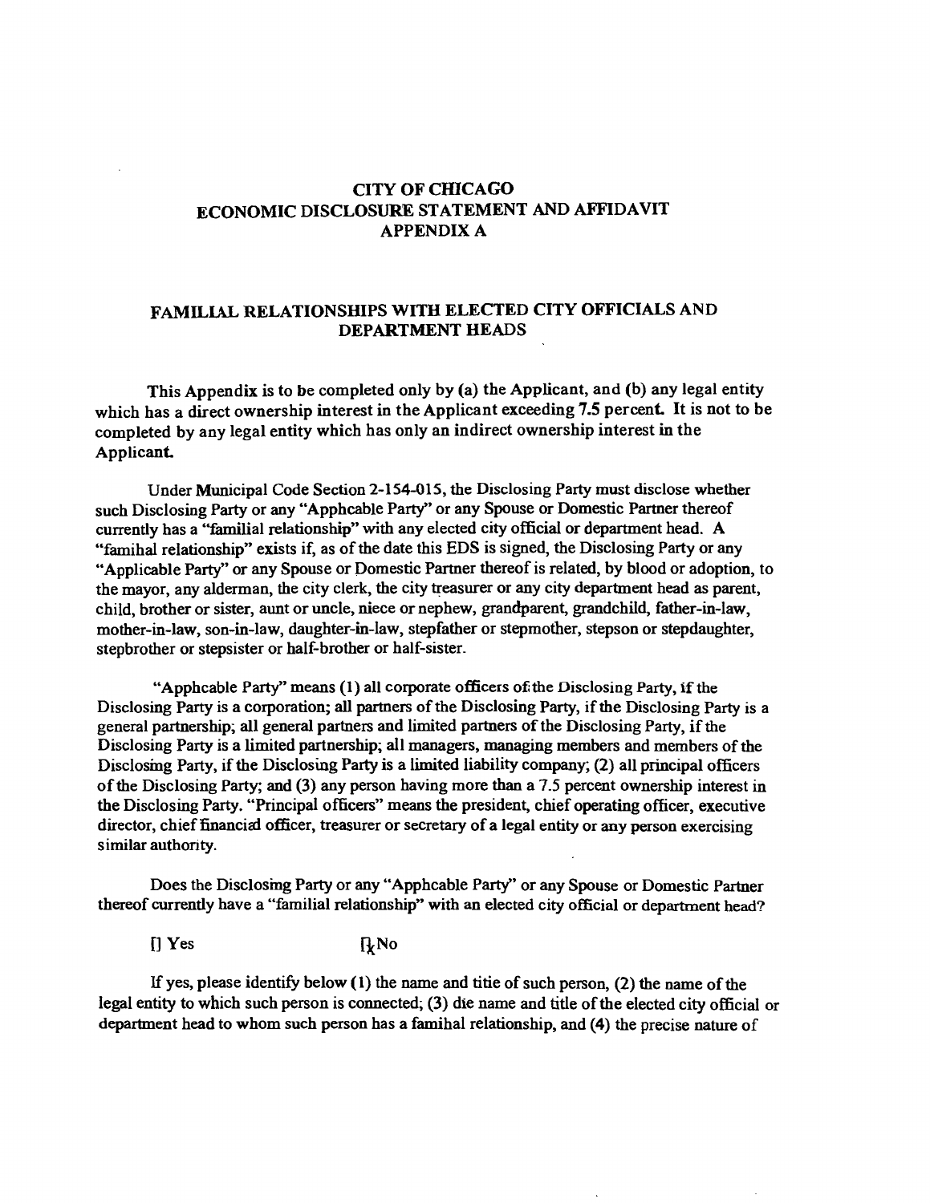# CITY OF CHICAGO
# ECONOMIC DISCLOSURE STATEMENT AND AFFIDAVIT
# APPENDIX A

## FAMILIAL RELATIONSHIPS WITH ELECTED CITY OFFICIALS AND DEPARTMENT HEADS

**This Appendix is to be completed only by (a) the Applicant, and (b) any legal entity which has a direct ownership interest in the Applicant exceeding 7.5 percent. It is not to be completed by any legal entity which has only an indirect ownership interest in the Applicant.**

Under Municipal Code Section 2-154-015, the Disclosing Party must disclose whether such Disclosing Party or any "Apphcable Party" or any Spouse or Domestic Partner thereof currently has a "familial relationship" with any elected city official or department head. A "famihal relationship" exists if, as of the date this EDS is signed, the Disclosing Party or any "Applicable Party" or any Spouse or Domestic Partner thereof is related, by blood or adoption, to the mayor, any alderman, the city clerk, the city treasurer or any city department head as parent, child, brother or sister, aunt or uncle, niece or nephew, grandparent, grandchild, father-in-law, mother-in-law, son-in-law, daughter-in-law, stepfather or stepmother, stepson or stepdaughter, stepbrother or stepsister or half-brother or half-sister.

"Apphcable Party" means (1) all corporate officers of the Disclosing Party, if the Disclosing Party is a corporation; all partners of the Disclosing Party, if the Disclosing Party is a general partnership; all general partners and limited partners of the Disclosing Party, if the Disclosing Party is a limited partnership; all managers, managing members and members of the Disclosing Party, if the Disclosing Party is a limited liability company; (2) all principal officers of the Disclosing Party; and (3) any person having more than a 7.5 percent ownership interest in the Disclosing Party. "Principal officers" means the president, chief operating officer, executive director, chief financial officer, treasurer or secretary of a legal entity or any person exercising similar authority.

Does the Disclosing Party or any "Apphcable Party" or any Spouse or Domestic Partner thereof currently have a "familial relationship" with an elected city official or department head?

[ ] Yes [x] No

If yes, please identify below (1) the name and titie of such person, (2) the name of the legal entity to which such person is connected; (3) die name and title of the elected city official or department head to whom such person has a famihal relationship, and (4) the precise nature of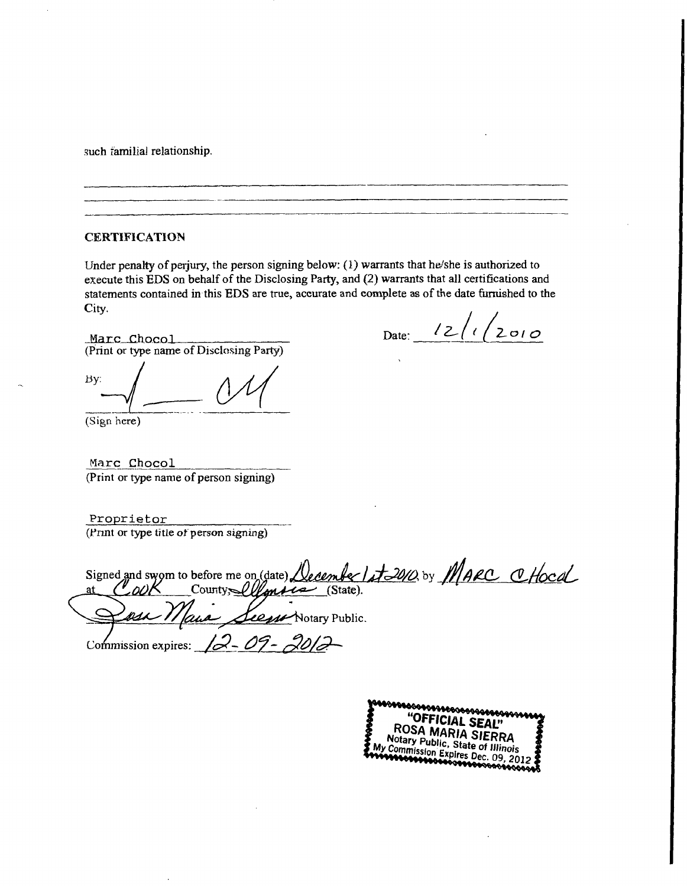such familial relationship.

---

---

---

**CERTIFICATION**

Under penalty of perjury, the person signing below: (1) warrants that he/she is authorized to execute this EDS on behalf of the Disclosing Party, and (2) warrants that all certifications and statements contained in this EDS are true, accurate and complete as of the date furnished to the City.

Marc Chocol
(Print or type name of Disclosing Party)

Date: 12/1/2010

By: [signature]
(Sign here)

Marc Chocol
(Print or type name of person signing)

Proprietor
(Print or type title of person signing)

Signed and sworn to before me on (date) December 1st 2010, by Marc C Hocol
at Cook County, Illinois (State).

[signature] Notary Public.

Commission expires: 12-09-2012

"OFFICIAL SEAL"
ROSA MARIA SIERRA
Notary Public, State of Illinois
My Commission Expires Dec. 09, 2012